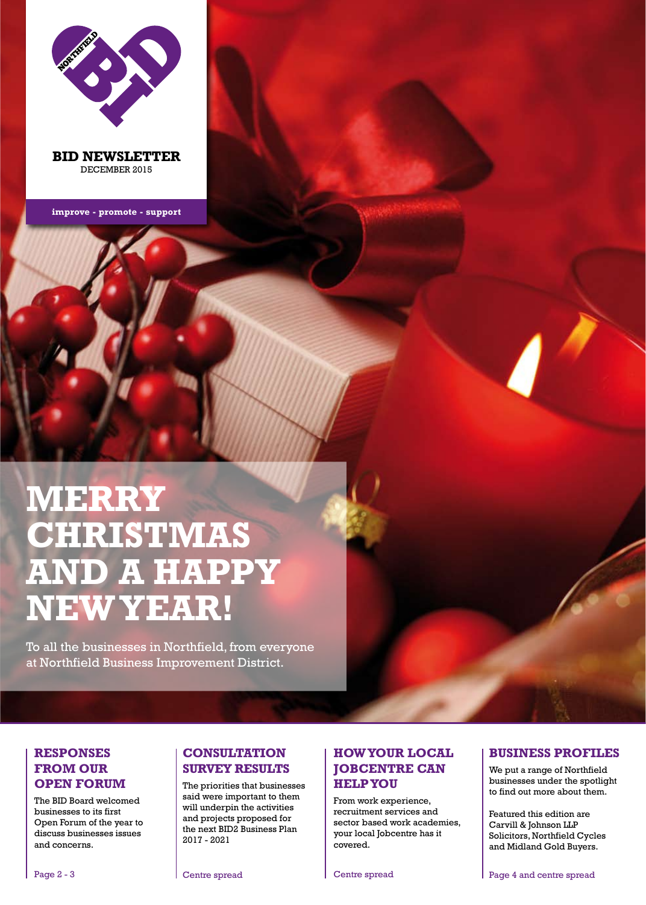NORTHFIELD BID

**BID NEWSLETTER**
DECEMBER 2015

**improve - promote - support**

# MERRY CHRISTMAS AND A HAPPY NEW YEAR!

To all the businesses in Northfield, from everyone at Northfield Business Improvement District.

## RESPONSES FROM OUR OPEN FORUM

The BID Board welcomed businesses to its first Open Forum of the year to discuss businesses issues and concerns.

Page 2 - 3

## CONSULTATION SURVEY RESULTS

The priorities that businesses said were important to them will underpin the activities and projects proposed for the next BID2 Business Plan 2017 - 2021

Centre spread

## HOW YOUR LOCAL JOBCENTRE CAN HELP YOU

From work experience, recruitment services and sector based work academies, your local Jobcentre has it covered.

Centre spread

## BUSINESS PROFILES

We put a range of Northfield businesses under the spotlight to find out more about them.

Featured this edition are Carvill & Johnson LLP Solicitors, Northfield Cycles and Midland Gold Buyers.

Page 4 and centre spread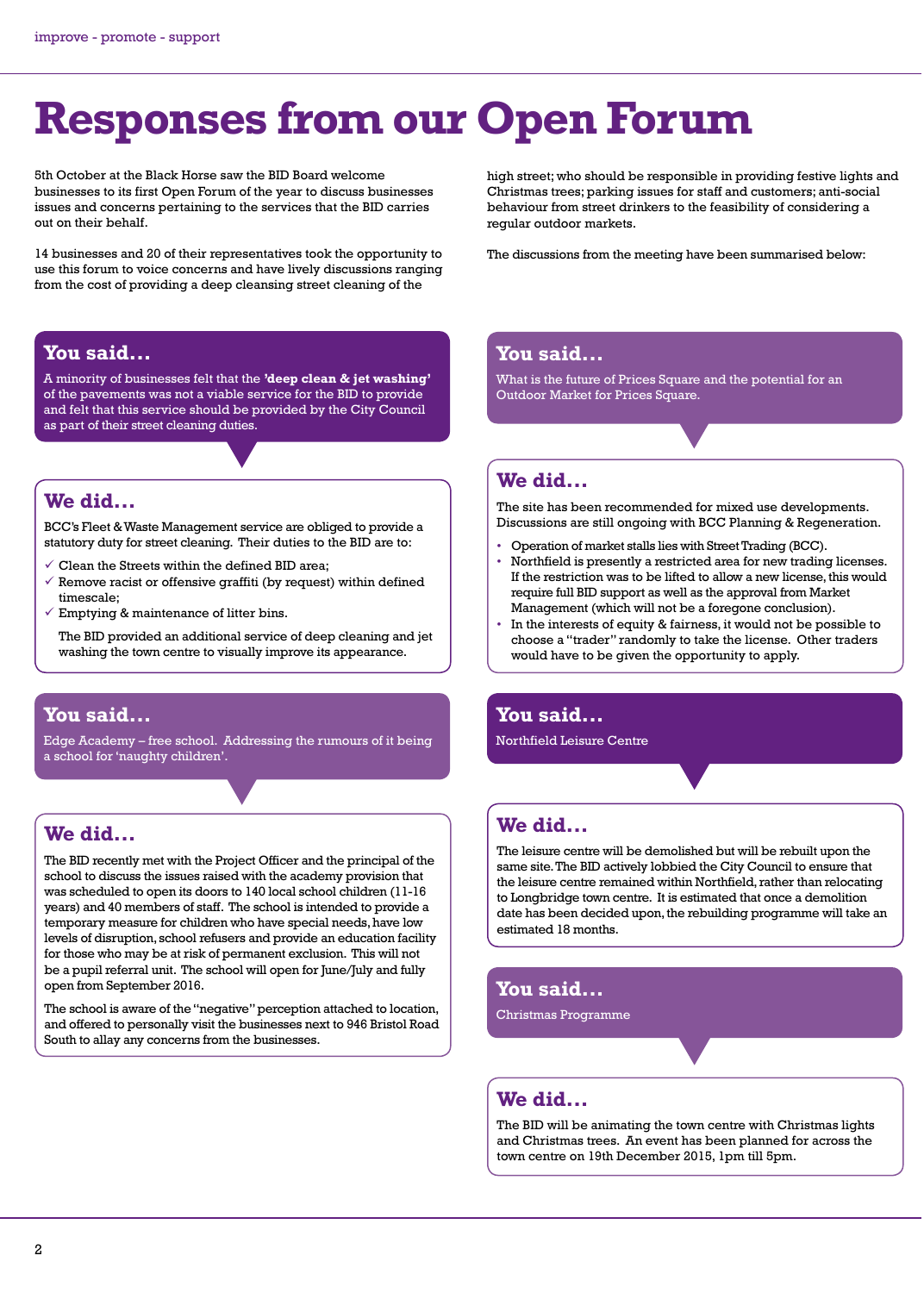# Responses from our Open Forum

5th October at the Black Horse saw the BID Board welcome businesses to its first Open Forum of the year to discuss businesses issues and concerns pertaining to the services that the BID carries out on their behalf.

14 businesses and 20 of their representatives took the opportunity to use this forum to voice concerns and have lively discussions ranging from the cost of providing a deep cleansing street cleaning of the high street; who should be responsible in providing festive lights and Christmas trees; parking issues for staff and customers; anti-social behaviour from street drinkers to the feasibility of considering a regular outdoor markets.

The discussions from the meeting have been summarised below:

## You said...

A minority of businesses felt that the **'deep clean & jet washing'** of the pavements was not a viable service for the BID to provide and felt that this service should be provided by the City Council as part of their street cleaning duties.

## We did...

BCC's Fleet & Waste Management service are obliged to provide a statutory duty for street cleaning. Their duties to the BID are to:

- ✓ Clean the Streets within the defined BID area;
- ✓ Remove racist or offensive graffiti (by request) within defined timescale;
- ✓ Emptying & maintenance of litter bins.

The BID provided an additional service of deep cleaning and jet washing the town centre to visually improve its appearance.

## You said...

Edge Academy – free school. Addressing the rumours of it being a school for 'naughty children'.

## We did...

The BID recently met with the Project Officer and the principal of the school to discuss the issues raised with the academy provision that was scheduled to open its doors to 140 local school children (11-16 years) and 40 members of staff. The school is intended to provide a temporary measure for children who have special needs, have low levels of disruption, school refusers and provide an education facility for those who may be at risk of permanent exclusion. This will not be a pupil referral unit. The school will open for June/July and fully open from September 2016.

The school is aware of the "negative" perception attached to location, and offered to personally visit the businesses next to 946 Bristol Road South to allay any concerns from the businesses.

## You said...

What is the future of Prices Square and the potential for an Outdoor Market for Prices Square.

## We did...

The site has been recommended for mixed use developments. Discussions are still ongoing with BCC Planning & Regeneration.

- Operation of market stalls lies with Street Trading (BCC).
- Northfield is presently a restricted area for new trading licenses. If the restriction was to be lifted to allow a new license, this would require full BID support as well as the approval from Market Management (which will not be a foregone conclusion).
- In the interests of equity & fairness, it would not be possible to choose a "trader" randomly to take the license. Other traders would have to be given the opportunity to apply.

## You said...

Northfield Leisure Centre

## We did...

The leisure centre will be demolished but will be rebuilt upon the same site. The BID actively lobbied the City Council to ensure that the leisure centre remained within Northfield, rather than relocating to Longbridge town centre. It is estimated that once a demolition date has been decided upon, the rebuilding programme will take an estimated 18 months.

## You said...

Christmas Programme

## We did...

The BID will be animating the town centre with Christmas lights and Christmas trees. An event has been planned for across the town centre on 19th December 2015, 1pm till 5pm.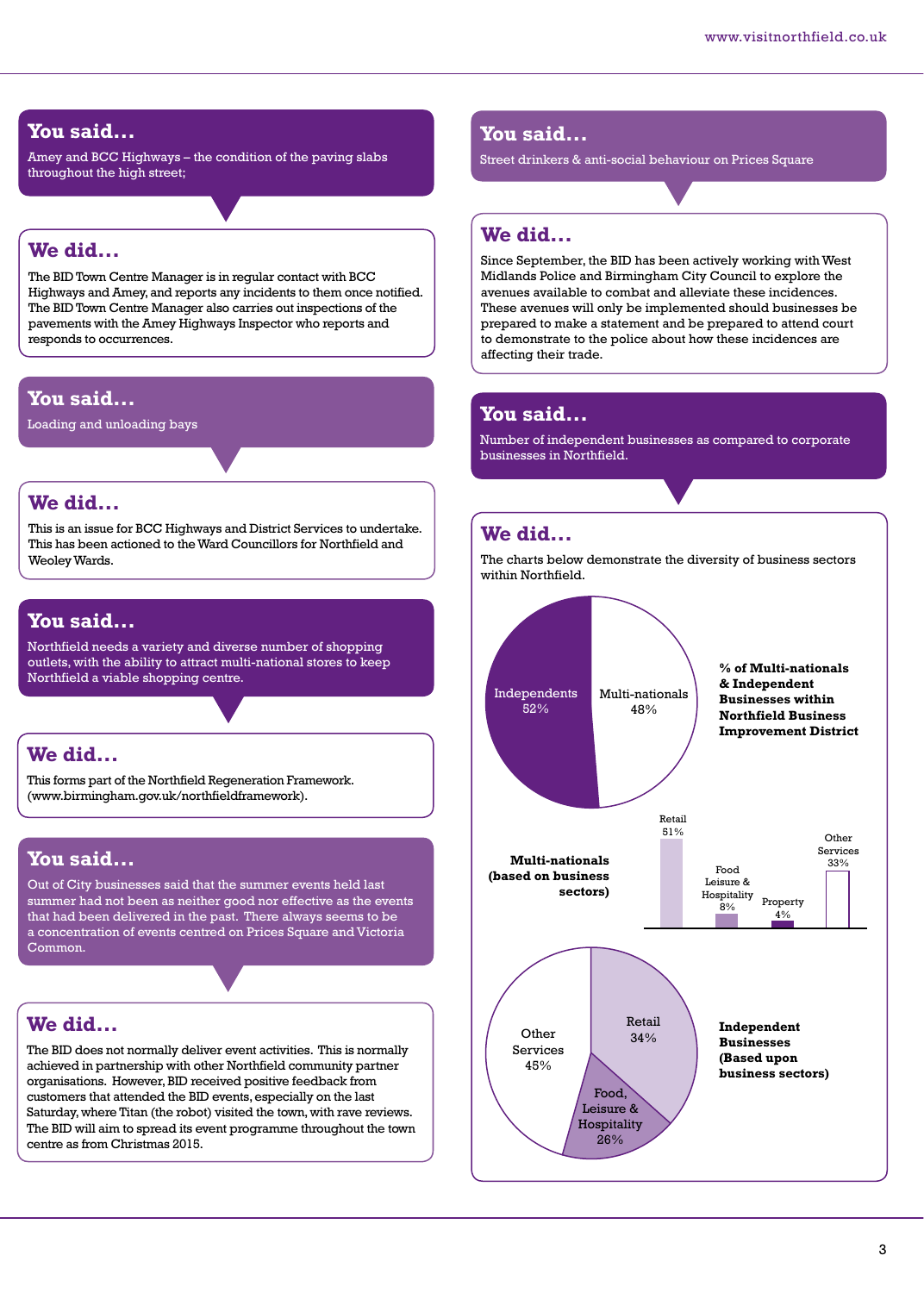## You said...

Amey and BCC Highways – the condition of the paving slabs throughout the high street;

## We did...

The BID Town Centre Manager is in regular contact with BCC Highways and Amey, and reports any incidents to them once notified. The BID Town Centre Manager also carries out inspections of the pavements with the Amey Highways Inspector who reports and responds to occurrences.

## You said...

Loading and unloading bays

## We did...

This is an issue for BCC Highways and District Services to undertake. This has been actioned to the Ward Councillors for Northfield and Weoley Wards.

## You said...

Northfield needs a variety and diverse number of shopping outlets, with the ability to attract multi-national stores to keep Northfield a viable shopping centre.

## We did...

This forms part of the Northfield Regeneration Framework. (www.birmingham.gov.uk/northfieldframework).

## You said...

Out of City businesses said that the summer events held last summer had not been as neither good nor effective as the events that had been delivered in the past. There always seems to be a concentration of events centred on Prices Square and Victoria Common.

## We did...

The BID does not normally deliver event activities. This is normally achieved in partnership with other Northfield community partner organisations. However, BID received positive feedback from customers that attended the BID events, especially on the last Saturday, where Titan (the robot) visited the town, with rave reviews. The BID will aim to spread its event programme throughout the town centre as from Christmas 2015.

## You said...

Street drinkers & anti-social behaviour on Prices Square

## We did...

Since September, the BID has been actively working with West Midlands Police and Birmingham City Council to explore the avenues available to combat and alleviate these incidences. These avenues will only be implemented should businesses be prepared to make a statement and be prepared to attend court to demonstrate to the police about how these incidences are affecting their trade.

## You said...

Number of independent businesses as compared to corporate businesses in Northfield.

## We did...

The charts below demonstrate the diversity of business sectors within Northfield.

**% of Multi-nationals & Independent Businesses within Northfield Business Improvement District**

| Type | % |
|---|---|
| Independents | 52% |
| Multi-nationals | 48% |

**Multi-nationals (based on business sectors)**

| Sector | % |
|---|---|
| Retail | 51% |
| Food Leisure & Hospitality | 8% |
| Property | 4% |
| Other Services | 33% |

**Independent Businesses (Based upon business sectors)**

| Sector | % |
|---|---|
| Retail | 34% |
| Food, Leisure & Hospitality | 26% |
| Other Services | 45% |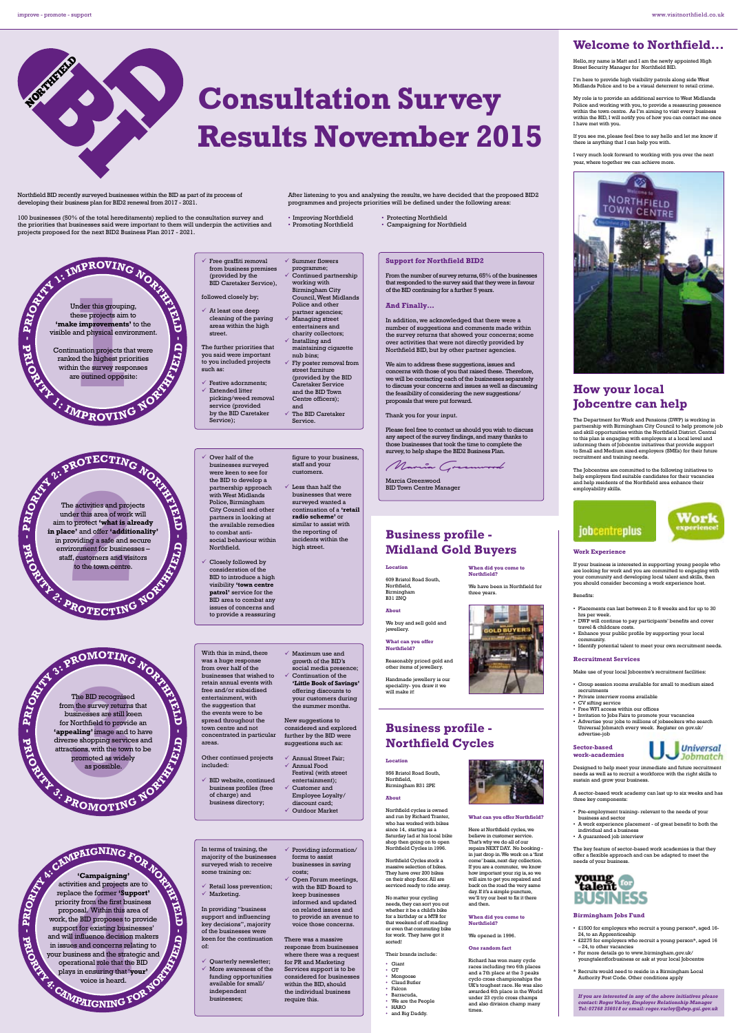# Consultation Survey Results November 2015

Northfield BID recently surveyed businesses within the BID as part of its process of developing their business plan for BID2 renewal from 2017 - 2021.

100 businesses (50% of the total hereditaments) replied to the consultation survey and the priorities that businesses said were important to them will underpin the activities and projects proposed for the next BID2 Business Plan 2017 - 2021.

After listening to you and analysing the results, we have decided that the proposed BID2 programmes and projects priorities will be defined under the following areas:

- Improving Northfield
- Promoting Northfield
- Protecting Northfield
- Campaigning for Northfield

## PRIORITY 1: IMPROVING NORTHFIELD

Under this grouping, these projects aim to **'make improvements'** to the visible and physical environment.

Continuation projects that were ranked the highest priorities within the survey responses are outlined opposite:

- ✓ Free graffiti removal from business premises (provided by the BID Caretaker Service),

followed closely by;

- ✓ At least one deep cleaning of the paving areas within the high street.

The further priorities that you said were important to you included projects such as:

- ✓ Festive adornments;
- ✓ Extended litter picking/weed removal service (provided by the BID Caretaker Service);
- ✓ Summer flowers programme;
- ✓ Continued partnership working with Birmingham City Council, West Midlands Police and other partner agencies;
- ✓ Managing street entertainers and charity collectors;
- ✓ Installing and maintaining cigarette nub bins;
- ✓ Fly poster removal from street furniture (provided by the BID Caretaker Service and the BID Town Centre officers); and
- ✓ The BID Caretaker Service.

## PRIORITY 2: PROTECTING NORTHFIELD

The activities and projects under this area of work will aim to protect **'what is already in place'** and offer **'additionality'** in providing a safe and secure environment for businesses – staff, customers and visitors to the town centre.

- ✓ Over half of the businesses surveyed were keen to see for the BID to develop a partnership approach with West Midlands Police, Birmingham City Council and other partners in looking at the available remedies to combat anti-social behaviour within Northfield.
- ✓ Closely followed by consideration of the BID to introduce a high visibility **'town centre patrol'** service for the BID area to combat any issues of concerns and to provide a reassuring figure to your business, staff and your customers.
- ✓ Less than half the businesses that were surveyed wanted a continuation of a **'retail radio scheme'** or similar to assist with the reporting of incidents within the high street.

## PRIORITY 3: PROMOTING NORTHFIELD

The BID recognised from the survey returns that businesses are still keen for Northfield to provide an **'appealing'** image and to have diverse shopping services and attractions, with the town to be promoted as widely as possible.

With this in mind, there was a huge response from over half of the businesses that wished to retain annual events with free and/or subsidised entertainment, with the suggestion that the events were to be spread throughout the town centre and not concentrated in particular areas.

Other continued projects included:

- ✓ BID website, continued business profiles (free of charge) and business directory;
- ✓ Maximum use and growth of the BID's social media presence;
- ✓ Continuation of the **'Little Book of Savings'** offering discounts to your customers during the summer months.

New suggestions to considered and explored further by the BID were suggestions such as:

- ✓ Annual Street Fair;
- ✓ Annual Food Festival (with street entertainment);
- ✓ Customer and Employee Loyalty/discount card;
- ✓ Outdoor Market

## PRIORITY 4: CAMPAIGNING FOR NORTHFIELD

**'Campaigning'** activities and projects are to replace the former **'Support'** priority from the first business proposal. Within this area of work, the BID proposes to provide support for existing businesses' and will influence decision makers in issues and concerns relating to your business and the strategic and operational role that the BID plays in ensuring that **'your'** voice is heard.

In terms of training, the majority of the businesses surveyed wish to receive some training on:

- ✓ Retail loss prevention;
- ✓ Marketing.

In providing "business support and influencing key decisions", majority of the businesses were keen for the continuation of:

- ✓ Quarterly newsletter;
- ✓ More awareness of the funding opportunities available for small/independent businesses;
- ✓ Providing information/forms to assist businesses in saving costs;
- ✓ Open Forum meetings, with the BID Board to keep businesses informed and updated on related issues and to provide an avenue to voice those concerns.

There was a massive response from businesses where there was a request for PR and Marketing Services input is to be considered for businesses within the BID, should the individual business require this.

### Support for Northfield BID2

From the number of survey returns, 65% of the businesses that responded to the survey said that they were in favour of the BID continuing for a further 5 years.

### And Finally...

In addition, we acknowledged that there were a number of suggestions and comments made within the survey returns that showed your concerns; some over activities that were not directly provided by Northfield BID, but by other partner agencies.

We aim to address these suggestions, issues and concerns with those of you that raised these. Therefore, we will be contacting each of the businesses separately to discuss your concerns and issues as well as discussing the feasibility of considering the new suggestions/proposals that were put forward.

Thank you for your input.

Please feel free to contact us should you wish to discuss any aspect of the survey findings, and many thanks to those businesses that took the time to complete the survey, to help shape the BID2 Business Plan.

Marcia Greenwood
BID Town Centre Manager

## Business profile - Midland Gold Buyers

**Location**

609 Bristol Road South,
Northfield,
Birmingham
B31 2NQ

**About**

We buy and sell gold and jewellery.

**What can you offer Northfield?**

Reasonably priced gold and other items of jewellery.

Handmade jewellery is our speciality- you draw it we will make it!

**When did you come to Northfield?**

We have been in Northfield for three years.

## Business profile - Northfield Cycles

**Location**

956 Bristol Road South,
Northfield,
Birmingham B31 2PE

**About**

Northfield cycles is owned and run by Richard Tranter, who has worked with bikes since 14, starting as a Saturday lad at his local bike shop then going on to open Northfield Cycles in 1996.

Northfield Cycles stock a massive selection of bikes. They have over 200 bikes on their shop floor. All are serviced ready to ride away.

No matter your cycling needs, they can sort you out whether it be a child's bike for a birthday or a MTB for that weekend of off roading or even that commuting bike for work. They have got it sorted!

Their brands include:

- Giant
- GT
- Mongoose
- Claud Butler
- Falcon
- Barracuda,
- We are the People
- HARO
- and Big Daddy.

**What can you offer Northfield?**

Here at Northfield cycles, we believe in customer service. That's why we do all of our repairs NEXT DAY. No booking - in just drop in. We work on a 'first come' basis, next day collection. If you are a commuter, we know how important your rig is, so we will aim to get you repaired and back on the road the very same day. If it's a simple puncture, we'll try our best to fix it there and then.

**When did you come to Northfield?**

We opened in 1996.

**One random fact**

Richard has won many cycle races including two 6th places and a 7th place at the 3 peaks cycle cross championships the UK's toughest race. He was also awarded 6th place in the World under 23 cycle cross champs and also division champ many times.

## Welcome to Northfield...

Hello, my name is Matt and I am the newly appointed High Street Security Manager for Northfield BID.

I'm here to provide high visibility patrols along side West Midlands Police and to be a visual deterrent to retail crime.

My role is to provide an additional service to West Midlands Police and working with you, to provide a reassuring presence within the town centre. As I'm aiming to visit every business within the BID, I will notify you of how you can contact me once I have met with you.

If you see me, please feel free to say hello and let me know if there is anything that I can help you with.

I very much look forward to working with you over the next year, where together we can achieve more.

## How your local Jobcentre can help

The Department for Work and Pensions (DWP) is working in partnership with Birmingham City Council to help promote job and skill opportunities within the Northfield District. Central to this plan is engaging with employers at a local level and informing them of Jobcentre initiatives that provide support to Small and Medium sized employers (SMEs) for their future recruitment and training needs.

The Jobcentres are committed to the following initiatives to help employers find suitable candidates for their vacancies and help residents of the Northfield area enhance their employability skills.

### Work Experience

If your business is interested in supporting young people who are looking for work and you are committed to engaging with your community and developing local talent and skills, then you should consider becoming a work experience host.

Benefits:

- Placements can last between 2 to 8 weeks and for up to 30 hrs per week.
- DWP will continue to pay participants' benefits and cover travel & childcare costs.
- Enhance your public profile by supporting your local community.
- Identify potential talent to meet your own recruitment needs.

### Recruitment Services

Make use of your local Jobcentre's recruitment facilities:

- Group session rooms available for small to medium sized recruitments
- Private interview rooms available
- CV sifting service
- Free WFI access within our offices
- Invitation to Jobs Fairs to promote your vacancies
- Advertise your jobs to millions of jobseekers who search Universal Jobmatch every week. Register on gov.uk/advertise-job

### Sector-based work-academies

Designed to help meet your immediate and future recruitment needs as well as to recruit a workforce with the right skills to sustain and grow your business.

A sector-based work academy can last up to six weeks and has three key components:

- Pre-employment training- relevant to the needs of your business and sector
- A work experience placement - of great benefit to both the individual and a business
- A guaranteed job interview

The key feature of sector-based work academies is that they offer a flexible approach and can be adapted to meet the needs of your business.

### Birmingham Jobs Fund

- £1500 for employers who recruit a young person*, aged 16-24, to an Apprenticeship
- £2275 for employers who recruit a young person*, aged 16 – 24, to other vacancies
- For more details go to www.birmingham.gov.uk/youngtalentforbusiness or ask at your local Jobcentre

\* Recruits would need to reside in a Birmingham Local Authority Post Code. Other conditions apply

*If you are interested in any of the above initiatives please contact: Roger Varley, Employer Relationship Manager Tel: 07768 356018 or email: roger.varley@dwp.gsi.gov.uk*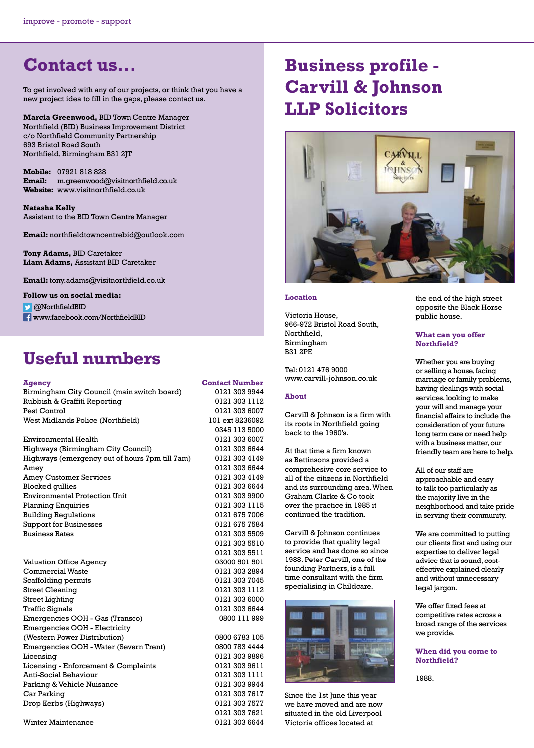## Contact us...

To get involved with any of our projects, or think that you have a new project idea to fill in the gaps, please contact us.

**Marcia Greenwood,** BID Town Centre Manager
Northfield (BID) Business Improvement District
c/o Northfield Community Partnership
693 Bristol Road South
Northfield, Birmingham B31 2JT

**Mobile:** 07921 818 828
**Email:** m.greenwood@visitnorthfield.co.uk
**Website:** www.visitnorthfield.co.uk

**Natasha Kelly**
Assistant to the BID Town Centre Manager

**Email:** northfieldtowncentrebid@outlook.com

**Tony Adams,** BID Caretaker
**Liam Adams,** Assistant BID Caretaker

**Email:** tony.adams@visitnorthfield.co.uk

**Follow us on social media:**
@NorthfieldBID
www.facebook.com/NorthfieldBID

## Useful numbers

| Agency | Contact Number |
|---|---|
| Birmingham City Council (main switch board) | 0121 303 9944 |
| Rubbish & Graffiti Reporting | 0121 303 1112 |
| Pest Control | 0121 303 6007 |
| West Midlands Police (Northfield) | 101 ext 8236092 |
| | 0345 113 5000 |
| Environmental Health | 0121 303 6007 |
| Highways (Birmingham City Council) | 0121 303 6644 |
| Highways (emergency out of hours 7pm till 7am) | 0121 303 4149 |
| Amey | 0121 303 6644 |
| Amey Customer Services | 0121 303 4149 |
| Blocked gullies | 0121 303 6644 |
| Environmental Protection Unit | 0121 303 9900 |
| Planning Enquiries | 0121 303 1115 |
| Building Regulations | 0121 675 7006 |
| Support for Businesses | 0121 675 7584 |
| Business Rates | 0121 303 5509 |
| | 0121 303 5510 |
| | 0121 303 5511 |
| Valuation Office Agency | 03000 501 501 |
| Commercial Waste | 0121 303 2894 |
| Scaffolding permits | 0121 303 7045 |
| Street Cleaning | 0121 303 1112 |
| Street Lighting | 0121 303 6000 |
| Traffic Signals | 0121 303 6644 |
| Emergencies OOH - Gas (Transco) | 0800 111 999 |
| Emergencies OOH - Electricity (Western Power Distribution) | 0800 6783 105 |
| Emergencies OOH - Water (Severn Trent) | 0800 783 4444 |
| Licensing | 0121 303 9896 |
| Licensing - Enforcement & Complaints | 0121 303 9611 |
| Anti-Social Behaviour | 0121 303 1111 |
| Parking & Vehicle Nuisance | 0121 303 9944 |
| Car Parking | 0121 303 7617 |
| Drop Kerbs (Highways) | 0121 303 7577 |
| | 0121 303 7621 |
| Winter Maintenance | 0121 303 6644 |

## Business profile - Carvill & Johnson LLP Solicitors

### Location

Victoria House,
966-972 Bristol Road South,
Northfield,
Birmingham
B31 2PE

Tel: 0121 476 9000
www.carvill-johnson.co.uk

### About

Carvill & Johnson is a firm with its roots in Northfield going back to the 1960's.

At that time a firm known as Bettinsons provided a comprehensive core service to all of the citizens in Northfield and its surrounding area. When Graham Clarke & Co took over the practice in 1985 it continued the tradition.

Carvill & Johnson continues to provide that quality legal service and has done so since 1988. Peter Carvill, one of the founding Partners, is a full time consultant with the firm specialising in Childcare.

Since the 1st June this year we have moved and are now situated in the old Liverpool Victoria offices located at the end of the high street opposite the Black Horse public house.

### What can you offer Northfield?

Whether you are buying or selling a house, facing marriage or family problems, having dealings with social services, looking to make your will and manage your financial affairs to include the consideration of your future long term care or need help with a business matter, our friendly team are here to help.

All of our staff are approachable and easy to talk too particularly as the majority live in the neighborhood and take pride in serving their community.

We are committed to putting our clients first and using our expertise to deliver legal advice that is sound, cost-effective explained clearly and without unnecessary legal jargon.

We offer fixed fees at competitive rates across a broad range of the services we provide.

### When did you come to Northfield?

1988.